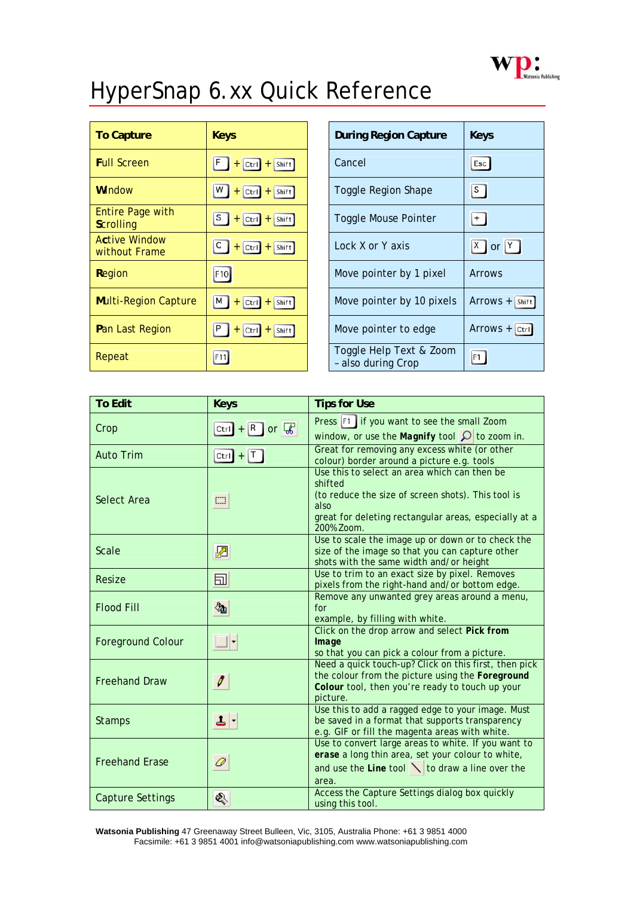# HyperSnap 6.xx Quick Reference

| To Capture | Keys |
| --- | --- |
| **F**ull Screen | F + Ctrl + Shift |
| **W**indow | W + Ctrl + Shift |
| Entire Page with **S**crolling | S + Ctrl + Shift |
| A**c**tive Window without Frame | C + Ctrl + Shift |
| **R**egion | F10 |
| **M**ulti-Region Capture | M + Ctrl + Shift |
| **P**an Last Region | P + Ctrl + Shift |
| Repeat | F11 |

| During Region Capture | Keys |
| --- | --- |
| Cancel | Esc |
| Toggle Region Shape | S |
| Toggle Mouse Pointer | + |
| Lock X or Y axis | X or Y |
| Move pointer by 1 pixel | Arrows |
| Move pointer by 10 pixels | Arrows + Shift |
| Move pointer to edge | Arrows + Ctrl |
| Toggle Help Text & Zoom – also during Crop | F1 |

| To Edit | Keys | Tips for Use |
| --- | --- | --- |
| Crop | Ctrl + R or [tool icon] | Press F1 if you want to see the small Zoom window, or use the **Magnify** tool [icon] to zoom in. |
| Auto Trim | Ctrl + T | Great for removing any excess white (or other colour) border around a picture e.g. tools |
| Select Area | [tool icon] | Use this to select an area which can then be shifted (to reduce the size of screen shots). This tool is also great for deleting rectangular areas, especially at a 200% Zoom. |
| Scale | [tool icon] | Use to scale the image up or down or to check the size of the image so that you can capture other shots with the same width and/or height |
| Resize | [tool icon] | Use to trim to an exact size by pixel. Removes pixels from the right-hand and/or bottom edge. |
| Flood Fill | [tool icon] | Remove any unwanted grey areas around a menu, for example, by filling with white. |
| Foreground Colour | [tool icon] | Click on the drop arrow and select **Pick from Image** so that you can pick a colour from a picture. |
| Freehand Draw | [tool icon] | Need a quick touch-up? Click on this first, then pick the colour from the picture using the **Foreground Colour** tool, then you're ready to touch up your picture. |
| Stamps | [tool icon] | Use this to add a ragged edge to your image. Must be saved in a format that supports transparency e.g. GIF or fill the magenta areas with white. |
| Freehand Erase | [tool icon] | Use to convert large areas to white. If you want to **erase** a long thin area, set your colour to white, and use the **Line** tool [icon] to draw a line over the area. |
| Capture Settings | [tool icon] | Access the Capture Settings dialog box quickly using this tool. |

**Watsonia Publishing** 47 Greenaway Street Bulleen, Vic, 3105, Australia Phone: +61 3 9851 4000
Facsimile: +61 3 9851 4001 info@watsoniapublishing.com www.watsoniapublishing.com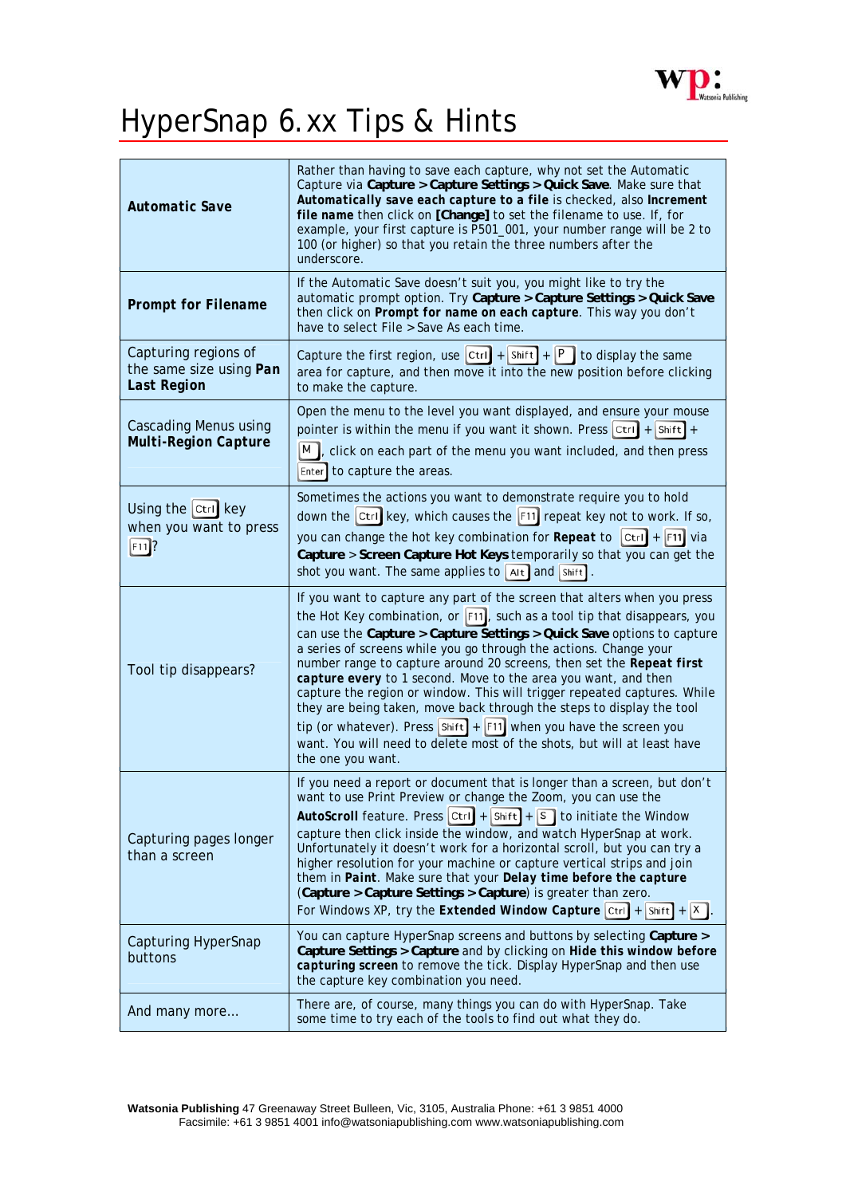# HyperSnap 6.xx Tips & Hints

| | |
|---|---|
| **Automatic Save** | Rather than having to save each capture, why not set the Automatic Capture via **Capture > Capture Settings > Quick Save**. Make sure that **Automatically save each capture to a file** is checked, also **Increment file name** then click on **[Change]** to set the filename to use. If, for example, your first capture is P501_001, your number range will be 2 to 100 (or higher) so that you retain the three numbers after the underscore. |
| **Prompt for Filename** | If the Automatic Save doesn't suit you, you might like to try the automatic prompt option. Try **Capture > Capture Settings > Quick Save** then click on **Prompt for name on each capture**. This way you don't have to select File > Save As each time. |
| Capturing regions of the same size using **Pan Last Region** | Capture the first region, use Ctrl + Shift + P to display the same area for capture, and then move it into the new position before clicking to make the capture. |
| Cascading Menus using **Multi-Region Capture** | Open the menu to the level you want displayed, and ensure your mouse pointer is within the menu if you want it shown. Press Ctrl + Shift + M, click on each part of the menu you want included, and then press Enter to capture the areas. |
| Using the Ctrl key when you want to press F11? | Sometimes the actions you want to demonstrate require you to hold down the Ctrl key, which causes the F11 repeat key not to work. If so, you can change the hot key combination for **Repeat** to Ctrl + F11 via **Capture > Screen Capture Hot Keys** temporarily so that you can get the shot you want. The same applies to Alt and Shift. |
| Tool tip disappears? | If you want to capture any part of the screen that alters when you press the Hot Key combination, or F11, such as a tool tip that disappears, you can use the **Capture > Capture Settings > Quick Save** options to capture a series of screens while you go through the actions. Change your number range to capture around 20 screens, then set the **Repeat first capture every** to 1 second. Move to the area you want, and then capture the region or window. This will trigger repeated captures. While they are being taken, move back through the steps to display the tool tip (or whatever). Press Shift + F11 when you have the screen you want. You will need to delete most of the shots, but will at least have the one you want. |
| Capturing pages longer than a screen | If you need a report or document that is longer than a screen, but don't want to use Print Preview or change the Zoom, you can use the **AutoScroll** feature. Press Ctrl + Shift + S to initiate the Window capture then click inside the window, and watch HyperSnap at work. Unfortunately it doesn't work for a horizontal scroll, but you can try a higher resolution for your machine or capture vertical strips and join them in **Paint**. Make sure that your **Delay time before the capture** (**Capture > Capture Settings > Capture**) is greater than zero. For Windows XP, try the **Extended Window Capture** Ctrl + Shift + X. |
| Capturing HyperSnap buttons | You can capture HyperSnap screens and buttons by selecting **Capture > Capture Settings > Capture** and by clicking on **Hide this window before capturing screen** to remove the tick. Display HyperSnap and then use the capture key combination you need. |
| And many more… | There are, of course, many things you can do with HyperSnap. Take some time to try each of the tools to find out what they do. |

**Watsonia Publishing** 47 Greenaway Street Bulleen, Vic, 3105, Australia Phone: +61 3 9851 4000 Facsimile: +61 3 9851 4001 info@watsoniapublishing.com www.watsoniapublishing.com